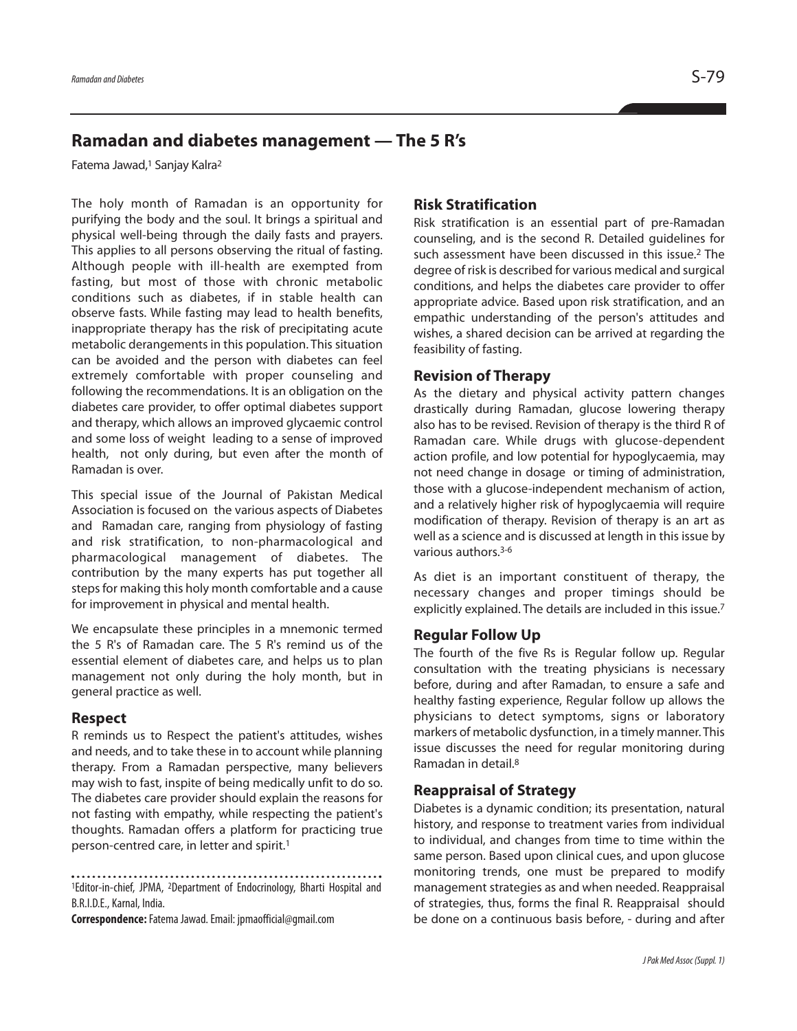# Ramadan and diabetes management — The 5 R's

Fatema Jawad,[1] Sanjay Kalra[2]

The holy month of Ramadan is an opportunity for purifying the body and the soul. It brings a spiritual and physical well-being through the daily fasts and prayers. This applies to all persons observing the ritual of fasting. Although people with ill-health are exempted from fasting, but most of those with chronic metabolic conditions such as diabetes, if in stable health can observe fasts. While fasting may lead to health benefits, inappropriate therapy has the risk of precipitating acute metabolic derangements in this population. This situation can be avoided and the person with diabetes can feel extremely comfortable with proper counseling and following the recommendations. It is an obligation on the diabetes care provider, to offer optimal diabetes support and therapy, which allows an improved glycaemic control and some loss of weight leading to a sense of improved health, not only during, but even after the month of Ramadan is over.

This special issue of the Journal of Pakistan Medical Association is focused on the various aspects of Diabetes and Ramadan care, ranging from physiology of fasting and risk stratification, to non-pharmacological and pharmacological management of diabetes. The contribution by the many experts has put together all steps for making this holy month comfortable and a cause for improvement in physical and mental health.

We encapsulate these principles in a mnemonic termed the 5 R's of Ramadan care. The 5 R's remind us of the essential element of diabetes care, and helps us to plan management not only during the holy month, but in general practice as well.

## Respect

R reminds us to Respect the patient's attitudes, wishes and needs, and to take these in to account while planning therapy. From a Ramadan perspective, many believers may wish to fast, inspite of being medically unfit to do so. The diabetes care provider should explain the reasons for not fasting with empathy, while respecting the patient's thoughts. Ramadan offers a platform for practicing true person-centred care, in letter and spirit.[1]

## Risk Stratification

Risk stratification is an essential part of pre-Ramadan counseling, and is the second R. Detailed guidelines for such assessment have been discussed in this issue.[2] The degree of risk is described for various medical and surgical conditions, and helps the diabetes care provider to offer appropriate advice. Based upon risk stratification, and an empathic understanding of the person's attitudes and wishes, a shared decision can be arrived at regarding the feasibility of fasting.

## Revision of Therapy

As the dietary and physical activity pattern changes drastically during Ramadan, glucose lowering therapy also has to be revised. Revision of therapy is the third R of Ramadan care. While drugs with glucose-dependent action profile, and low potential for hypoglycaemia, may not need change in dosage or timing of administration, those with a glucose-independent mechanism of action, and a relatively higher risk of hypoglycaemia will require modification of therapy. Revision of therapy is an art as well as a science and is discussed at length in this issue by various authors.[3-6]

As diet is an important constituent of therapy, the necessary changes and proper timings should be explicitly explained. The details are included in this issue.[7]

## Regular Follow Up

The fourth of the five Rs is Regular follow up. Regular consultation with the treating physicians is necessary before, during and after Ramadan, to ensure a safe and healthy fasting experience, Regular follow up allows the physicians to detect symptoms, signs or laboratory markers of metabolic dysfunction, in a timely manner. This issue discusses the need for regular monitoring during Ramadan in detail.[8]

## Reappraisal of Strategy

Diabetes is a dynamic condition; its presentation, natural history, and response to treatment varies from individual to individual, and changes from time to time within the same person. Based upon clinical cues, and upon glucose monitoring trends, one must be prepared to modify management strategies as and when needed. Reappraisal of strategies, thus, forms the final R. Reappraisal should be done on a continuous basis before, - during and after

---

[1]Editor-in-chief, JPMA, [2]Department of Endocrinology, Bharti Hospital and B.R.I.D.E., Karnal, India.

**Correspondence:** Fatema Jawad. Email: jpmaofficial@gmail.com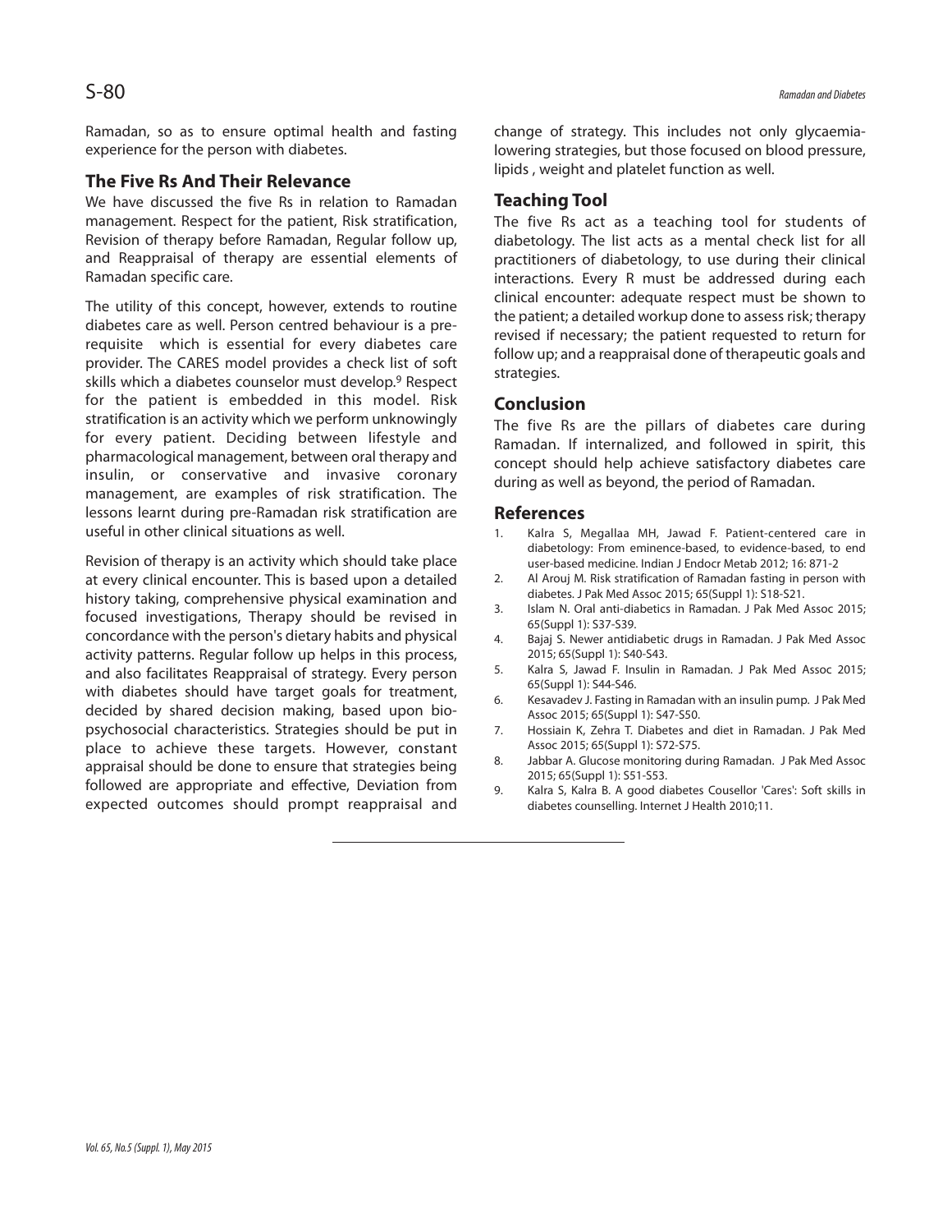Ramadan, so as to ensure optimal health and fasting experience for the person with diabetes.

## The Five Rs And Their Relevance

We have discussed the five Rs in relation to Ramadan management. Respect for the patient, Risk stratification, Revision of therapy before Ramadan, Regular follow up, and Reappraisal of therapy are essential elements of Ramadan specific care.

The utility of this concept, however, extends to routine diabetes care as well. Person centred behaviour is a pre-requisite which is essential for every diabetes care provider. The CARES model provides a check list of soft skills which a diabetes counselor must develop.[9] Respect for the patient is embedded in this model. Risk stratification is an activity which we perform unknowingly for every patient. Deciding between lifestyle and pharmacological management, between oral therapy and insulin, or conservative and invasive coronary management, are examples of risk stratification. The lessons learnt during pre-Ramadan risk stratification are useful in other clinical situations as well.

Revision of therapy is an activity which should take place at every clinical encounter. This is based upon a detailed history taking, comprehensive physical examination and focused investigations, Therapy should be revised in concordance with the person's dietary habits and physical activity patterns. Regular follow up helps in this process, and also facilitates Reappraisal of strategy. Every person with diabetes should have target goals for treatment, decided by shared decision making, based upon bio-psychosocial characteristics. Strategies should be put in place to achieve these targets. However, constant appraisal should be done to ensure that strategies being followed are appropriate and effective, Deviation from expected outcomes should prompt reappraisal and change of strategy. This includes not only glycaemia-lowering strategies, but those focused on blood pressure, lipids , weight and platelet function as well.

## Teaching Tool

The five Rs act as a teaching tool for students of diabetology. The list acts as a mental check list for all practitioners of diabetology, to use during their clinical interactions. Every R must be addressed during each clinical encounter: adequate respect must be shown to the patient; a detailed workup done to assess risk; therapy revised if necessary; the patient requested to return for follow up; and a reappraisal done of therapeutic goals and strategies.

## Conclusion

The five Rs are the pillars of diabetes care during Ramadan. If internalized, and followed in spirit, this concept should help achieve satisfactory diabetes care during as well as beyond, the period of Ramadan.

## References

1. Kalra S, Megallaa MH, Jawad F. Patient-centered care in diabetology: From eminence-based, to evidence-based, to end user-based medicine. Indian J Endocr Metab 2012; 16: 871-2
2. Al Arouj M. Risk stratification of Ramadan fasting in person with diabetes. J Pak Med Assoc 2015; 65(Suppl 1): S18-S21.
3. Islam N. Oral anti-diabetics in Ramadan. J Pak Med Assoc 2015; 65(Suppl 1): S37-S39.
4. Bajaj S. Newer antidiabetic drugs in Ramadan. J Pak Med Assoc 2015; 65(Suppl 1): S40-S43.
5. Kalra S, Jawad F. Insulin in Ramadan. J Pak Med Assoc 2015; 65(Suppl 1): S44-S46.
6. Kesavadev J. Fasting in Ramadan with an insulin pump. J Pak Med Assoc 2015; 65(Suppl 1): S47-S50.
7. Hossiain K, Zehra T. Diabetes and diet in Ramadan. J Pak Med Assoc 2015; 65(Suppl 1): S72-S75.
8. Jabbar A. Glucose monitoring during Ramadan. J Pak Med Assoc 2015; 65(Suppl 1): S51-S53.
9. Kalra S, Kalra B. A good diabetes Cousellor 'Cares': Soft skills in diabetes counselling. Internet J Health 2010;11.